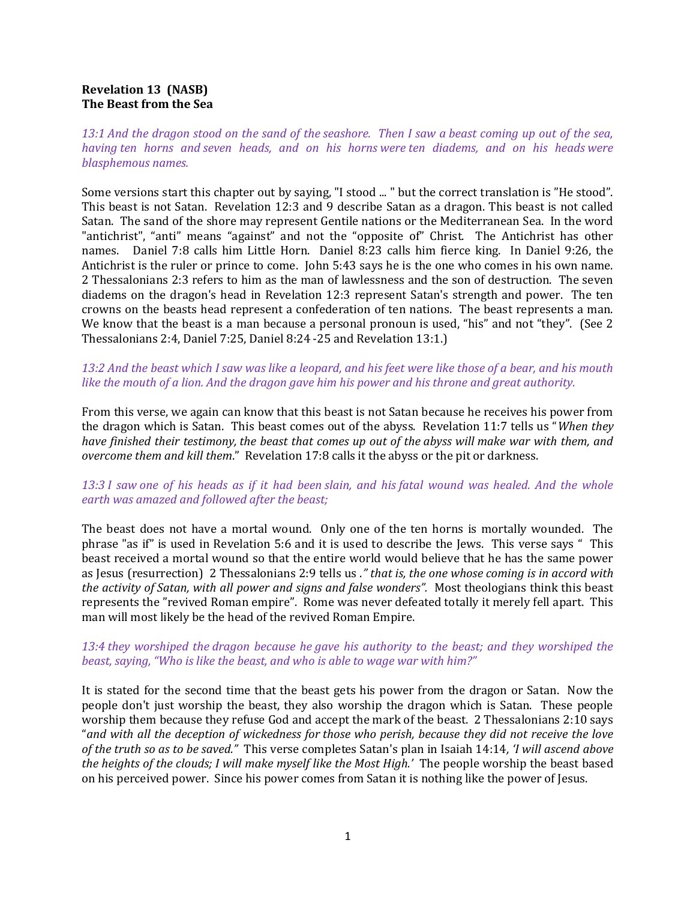**Revelation 13 (NASB)**
**The Beast from the Sea**

*13:1 And the dragon stood on the sand of the seashore. Then I saw a beast coming up out of the sea, having ten horns and seven heads, and on his horns were ten diadems, and on his heads were blasphemous names.*

Some versions start this chapter out by saying, "I stood ... " but the correct translation is "He stood". This beast is not Satan. Revelation 12:3 and 9 describe Satan as a dragon. This beast is not called Satan. The sand of the shore may represent Gentile nations or the Mediterranean Sea. In the word "antichrist", "anti" means "against" and not the "opposite of" Christ. The Antichrist has other names. Daniel 7:8 calls him Little Horn. Daniel 8:23 calls him fierce king. In Daniel 9:26, the Antichrist is the ruler or prince to come. John 5:43 says he is the one who comes in his own name. 2 Thessalonians 2:3 refers to him as the man of lawlessness and the son of destruction. The seven diadems on the dragon's head in Revelation 12:3 represent Satan's strength and power. The ten crowns on the beasts head represent a confederation of ten nations. The beast represents a man. We know that the beast is a man because a personal pronoun is used, "his" and not "they". (See 2 Thessalonians 2:4, Daniel 7:25, Daniel 8:24 -25 and Revelation 13:1.)

*13:2 And the beast which I saw was like a leopard, and his feet were like those of a bear, and his mouth like the mouth of a lion. And the dragon gave him his power and his throne and great authority.*

From this verse, we again can know that this beast is not Satan because he receives his power from the dragon which is Satan. This beast comes out of the abyss. Revelation 11:7 tells us "*When they have finished their testimony, the beast that comes up out of the abyss will make war with them, and overcome them and kill them*." Revelation 17:8 calls it the abyss or the pit or darkness.

*13:3 I saw one of his heads as if it had been slain, and his fatal wound was healed. And the whole earth was amazed and followed after the beast;*

The beast does not have a mortal wound. Only one of the ten horns is mortally wounded. The phrase "as if" is used in Revelation 5:6 and it is used to describe the Jews. This verse says " This beast received a mortal wound so that the entire world would believe that he has the same power as Jesus (resurrection) 2 Thessalonians 2:9 tells us *." that is, the one whose coming is in accord with the activity of Satan, with all power and signs and false wonders".* Most theologians think this beast represents the "revived Roman empire". Rome was never defeated totally it merely fell apart. This man will most likely be the head of the revived Roman Empire.

*13:4 they worshiped the dragon because he gave his authority to the beast; and they worshiped the beast, saying, "Who is like the beast, and who is able to wage war with him?"*

It is stated for the second time that the beast gets his power from the dragon or Satan. Now the people don't just worship the beast, they also worship the dragon which is Satan. These people worship them because they refuse God and accept the mark of the beast. 2 Thessalonians 2:10 says "*and with all the deception of wickedness for those who perish, because they did not receive the love of the truth so as to be saved."* This verse completes Satan's plan in Isaiah 14:14, *'I will ascend above the heights of the clouds; I will make myself like the Most High.'* The people worship the beast based on his perceived power. Since his power comes from Satan it is nothing like the power of Jesus.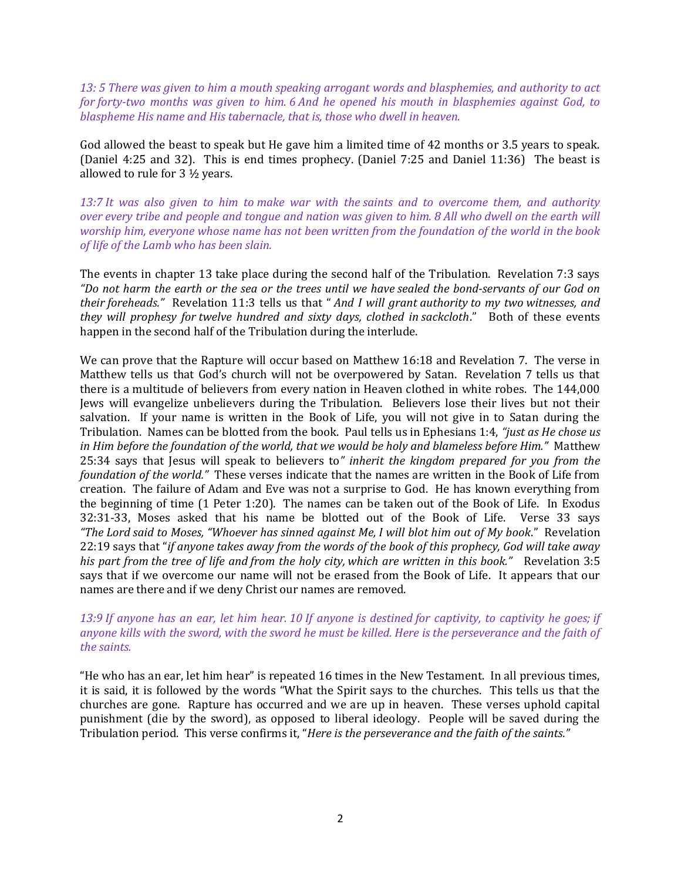*13: 5 There was given to him a mouth speaking arrogant words and blasphemies, and authority to act for forty-two months was given to him. 6 And he opened his mouth in blasphemies against God, to blaspheme His name and His tabernacle, that is, those who dwell in heaven.*

God allowed the beast to speak but He gave him a limited time of 42 months or 3.5 years to speak. (Daniel 4:25 and 32). This is end times prophecy. (Daniel 7:25 and Daniel 11:36) The beast is allowed to rule for 3 ½ years.

*13:7 It was also given to him to make war with the saints and to overcome them, and authority over every tribe and people and tongue and nation was given to him. 8 All who dwell on the earth will worship him, everyone whose name has not been written from the foundation of the world in the book of life of the Lamb who has been slain.*

The events in chapter 13 take place during the second half of the Tribulation. Revelation 7:3 says *"Do not harm the earth or the sea or the trees until we have sealed the bond-servants of our God on their foreheads."* Revelation 11:3 tells us that " *And I will grant authority to my two witnesses, and they will prophesy for twelve hundred and sixty days, clothed in sackcloth*." Both of these events happen in the second half of the Tribulation during the interlude.

We can prove that the Rapture will occur based on Matthew 16:18 and Revelation 7. The verse in Matthew tells us that God's church will not be overpowered by Satan. Revelation 7 tells us that there is a multitude of believers from every nation in Heaven clothed in white robes. The 144,000 Jews will evangelize unbelievers during the Tribulation. Believers lose their lives but not their salvation. If your name is written in the Book of Life, you will not give in to Satan during the Tribulation. Names can be blotted from the book. Paul tells us in Ephesians 1:4, *"just as He chose us in Him before the foundation of the world, that we would be holy and blameless before Him."* Matthew 25:34 says that Jesus will speak to believers to*" inherit the kingdom prepared for you from the foundation of the world."* These verses indicate that the names are written in the Book of Life from creation. The failure of Adam and Eve was not a surprise to God. He has known everything from the beginning of time (1 Peter 1:20). The names can be taken out of the Book of Life. In Exodus 32:31-33, Moses asked that his name be blotted out of the Book of Life. Verse 33 says *"The Lord said to Moses, "Whoever has sinned against Me, I will blot him out of My book*." Revelation 22:19 says that "*if anyone takes away from the words of the book of this prophecy, God will take away his part from the tree of life and from the holy city, which are written in this book."* Revelation 3:5 says that if we overcome our name will not be erased from the Book of Life. It appears that our names are there and if we deny Christ our names are removed.

*13:9 If anyone has an ear, let him hear. 10 If anyone is destined for captivity, to captivity he goes; if anyone kills with the sword, with the sword he must be killed. Here is the perseverance and the faith of the saints.*

"He who has an ear, let him hear" is repeated 16 times in the New Testament. In all previous times, it is said, it is followed by the words "What the Spirit says to the churches. This tells us that the churches are gone. Rapture has occurred and we are up in heaven. These verses uphold capital punishment (die by the sword), as opposed to liberal ideology. People will be saved during the Tribulation period. This verse confirms it, "*Here is the perseverance and the faith of the saints."*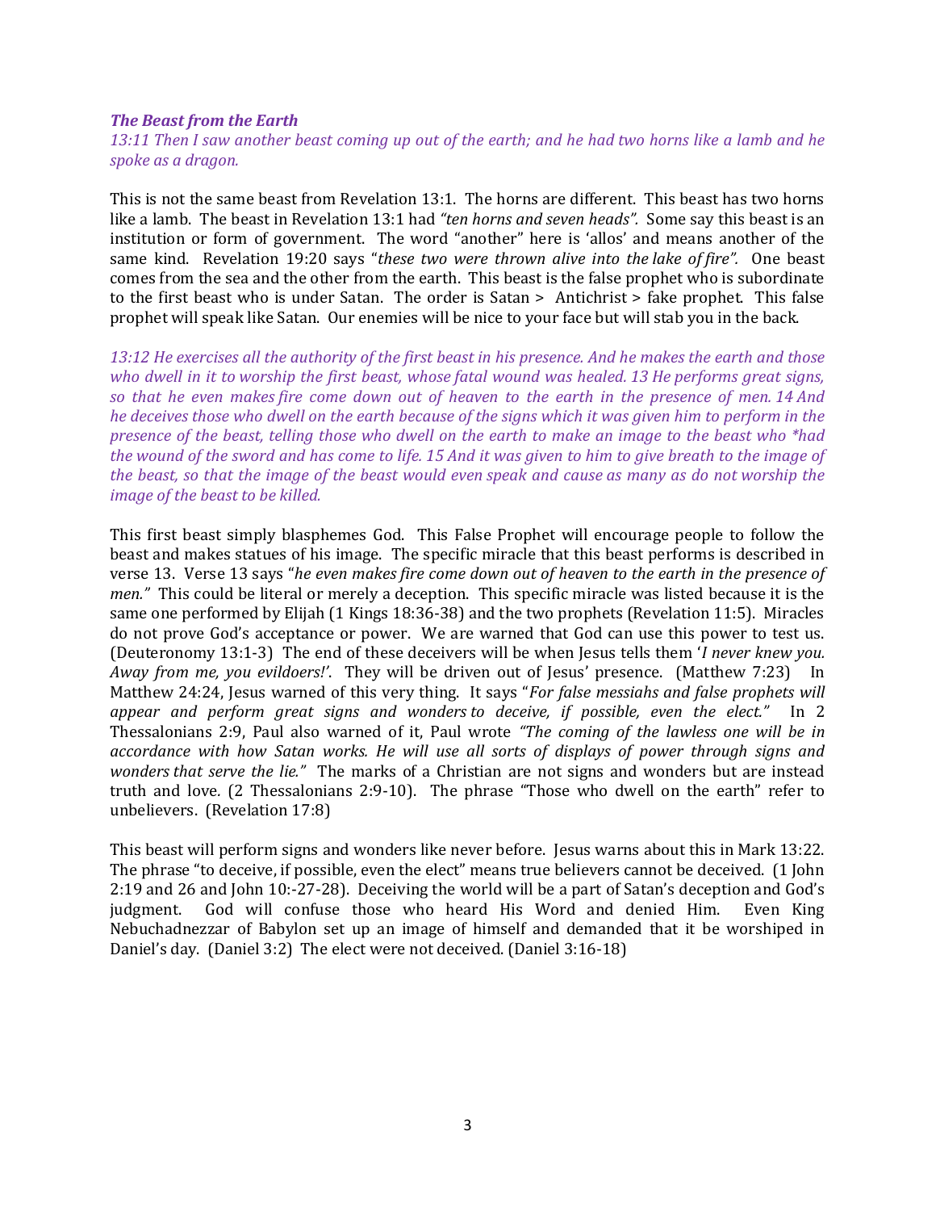***The Beast from the Earth***

*13:11 Then I saw another beast coming up out of the earth; and he had two horns like a lamb and he spoke as a dragon.*

This is not the same beast from Revelation 13:1. The horns are different. This beast has two horns like a lamb. The beast in Revelation 13:1 had *"ten horns and seven heads".* Some say this beast is an institution or form of government. The word "another" here is 'allos' and means another of the same kind. Revelation 19:20 says "*these two were thrown alive into the lake of fire".* One beast comes from the sea and the other from the earth. This beast is the false prophet who is subordinate to the first beast who is under Satan. The order is Satan > Antichrist > fake prophet. This false prophet will speak like Satan. Our enemies will be nice to your face but will stab you in the back.

*13:12 He exercises all the authority of the first beast in his presence. And he makes the earth and those who dwell in it to worship the first beast, whose fatal wound was healed. 13 He performs great signs, so that he even makes fire come down out of heaven to the earth in the presence of men. 14 And he deceives those who dwell on the earth because of the signs which it was given him to perform in the presence of the beast, telling those who dwell on the earth to make an image to the beast who *had the wound of the sword and has come to life. 15 And it was given to him to give breath to the image of the beast, so that the image of the beast would even speak and cause as many as do not worship the image of the beast to be killed.*

This first beast simply blasphemes God. This False Prophet will encourage people to follow the beast and makes statues of his image. The specific miracle that this beast performs is described in verse 13. Verse 13 says "*he even makes fire come down out of heaven to the earth in the presence of men."* This could be literal or merely a deception. This specific miracle was listed because it is the same one performed by Elijah (1 Kings 18:36-38) and the two prophets (Revelation 11:5). Miracles do not prove God's acceptance or power. We are warned that God can use this power to test us. (Deuteronomy 13:1-3) The end of these deceivers will be when Jesus tells them '*I never knew you. Away from me, you evildoers!'*. They will be driven out of Jesus' presence. (Matthew 7:23) In Matthew 24:24, Jesus warned of this very thing. It says "*For false messiahs and false prophets will appear and perform great signs and wonders to deceive, if possible, even the elect."* In 2 Thessalonians 2:9, Paul also warned of it, Paul wrote *"The coming of the lawless one will be in accordance with how Satan works. He will use all sorts of displays of power through signs and wonders that serve the lie."* The marks of a Christian are not signs and wonders but are instead truth and love. (2 Thessalonians 2:9-10). The phrase "Those who dwell on the earth" refer to unbelievers. (Revelation 17:8)

This beast will perform signs and wonders like never before. Jesus warns about this in Mark 13:22. The phrase "to deceive, if possible, even the elect" means true believers cannot be deceived. (1 John 2:19 and 26 and John 10:-27-28). Deceiving the world will be a part of Satan's deception and God's judgment. God will confuse those who heard His Word and denied Him. Even King Nebuchadnezzar of Babylon set up an image of himself and demanded that it be worshiped in Daniel's day. (Daniel 3:2) The elect were not deceived. (Daniel 3:16-18)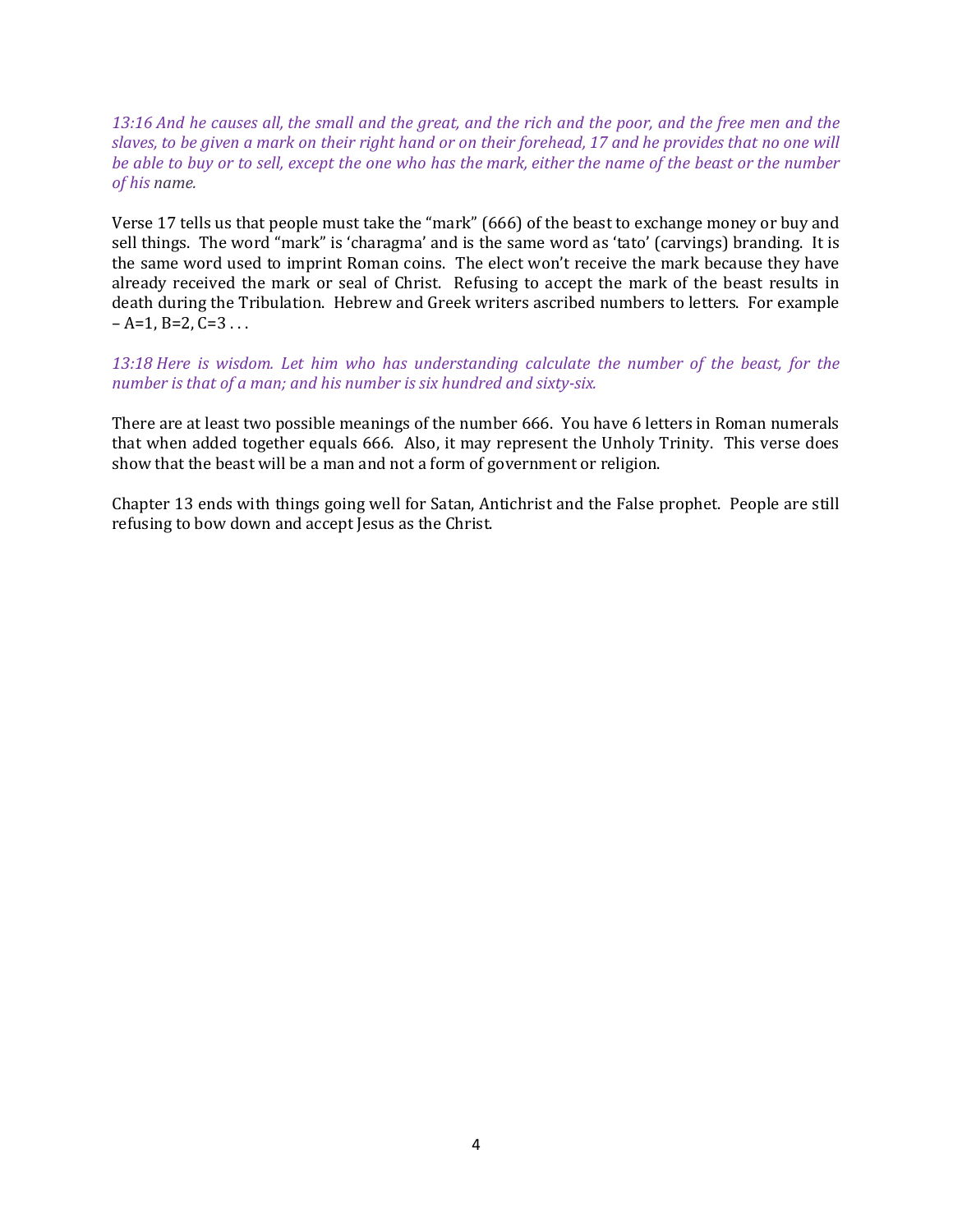*13:16 And he causes all, the small and the great, and the rich and the poor, and the free men and the slaves, to be given a mark on their right hand or on their forehead, 17 and he provides that no one will be able to buy or to sell, except the one who has the mark, either the name of the beast or the number of his name.*

Verse 17 tells us that people must take the "mark" (666) of the beast to exchange money or buy and sell things. The word "mark" is 'charagma' and is the same word as 'tato' (carvings) branding. It is the same word used to imprint Roman coins. The elect won't receive the mark because they have already received the mark or seal of Christ. Refusing to accept the mark of the beast results in death during the Tribulation. Hebrew and Greek writers ascribed numbers to letters. For example – A=1, B=2, C=3 . . .

*13:18 Here is wisdom. Let him who has understanding calculate the number of the beast, for the number is that of a man; and his number is six hundred and sixty-six.*

There are at least two possible meanings of the number 666. You have 6 letters in Roman numerals that when added together equals 666. Also, it may represent the Unholy Trinity. This verse does show that the beast will be a man and not a form of government or religion.

Chapter 13 ends with things going well for Satan, Antichrist and the False prophet. People are still refusing to bow down and accept Jesus as the Christ.